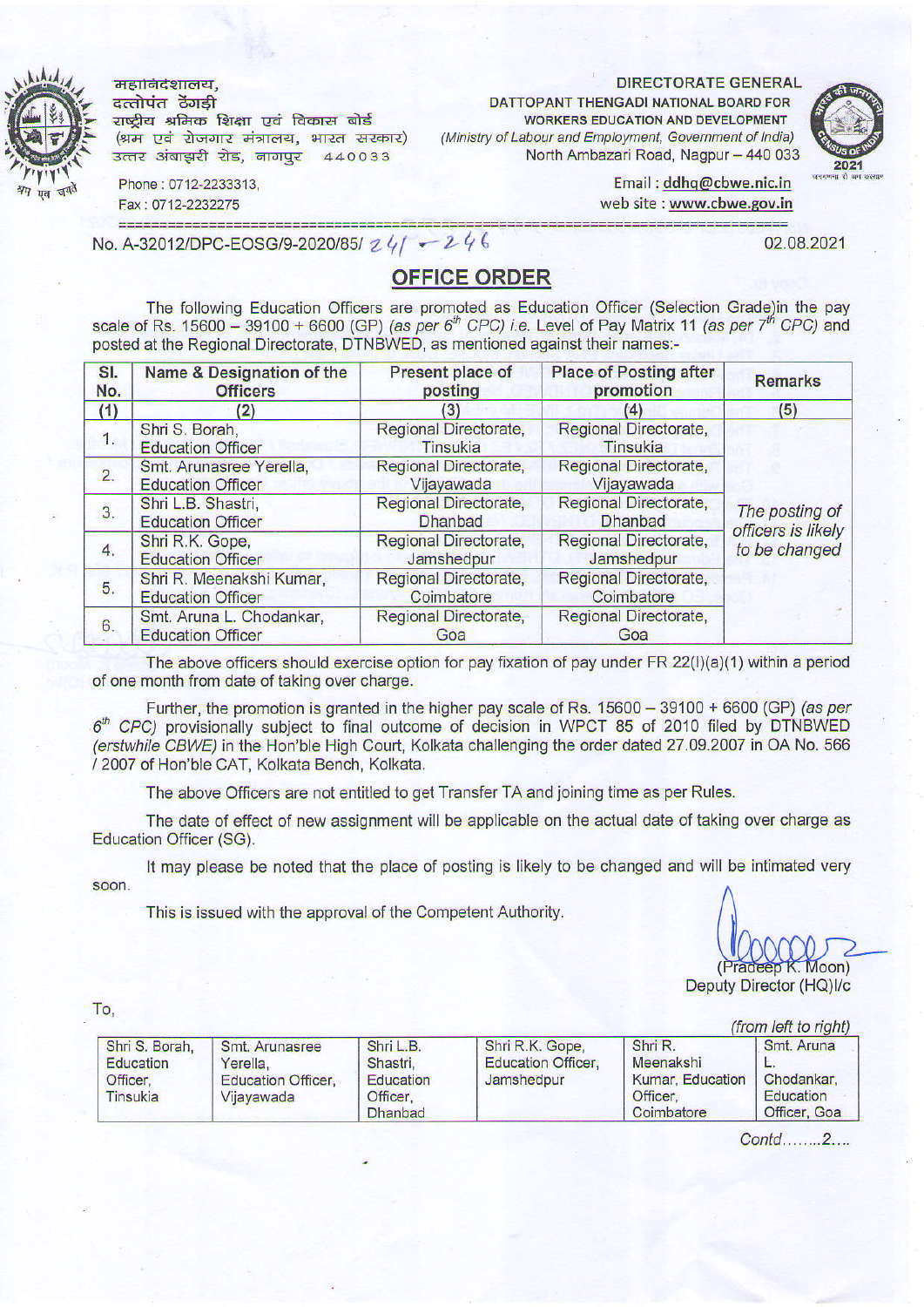महानिदेशालय,
दत्तोपंत ठेंगडी
राष्ट्रीय श्रमिक शिक्षा एवं विकास बोर्ड
(श्रम एवं रोजगार मंत्रालय, भारत सरकार)
उत्तर अंबाझरी रोड, नागपुर 440033

Phone : 0712-2233313,
Fax : 0712-2232275

**DIRECTORATE GENERAL**
**DATTOPANT THENGADI NATIONAL BOARD FOR WORKERS EDUCATION AND DEVELOPMENT**
*(Ministry of Labour and Employment, Government of India)*
North Ambazari Road, Nagpur – 440 033

Email : ddhq@cbwe.nic.in
web site : www.cbwe.gov.in

No. A-32012/DPC-EOSG/9-2020/85/ 241 – 246 &nbsp;&nbsp;&nbsp;&nbsp;&nbsp;&nbsp;&nbsp;&nbsp; 02.08.2021

## OFFICE ORDER

The following Education Officers are promoted as Education Officer (Selection Grade)in the pay scale of Rs. 15600 – 39100 + 6600 (GP) *(as per 6th CPC)* i.e. Level of Pay Matrix 11 *(as per 7th CPC)* and posted at the Regional Directorate, DTNBWED, as mentioned against their names:-

| Sl. No. | Name & Designation of the Officers | Present place of posting | Place of Posting after promotion | Remarks |
|---|---|---|---|---|
| (1) | (2) | (3) | (4) | (5) |
| 1. | Shri S. Borah, Education Officer | Regional Directorate, Tinsukia | Regional Directorate, Tinsukia | *The posting of officers is likely to be changed* |
| 2. | Smt. Arunasree Yerella, Education Officer | Regional Directorate, Vijayawada | Regional Directorate, Vijayawada | |
| 3. | Shri L.B. Shastri, Education Officer | Regional Directorate, Dhanbad | Regional Directorate, Dhanbad | |
| 4. | Shri R.K. Gope, Education Officer | Regional Directorate, Jamshedpur | Regional Directorate, Jamshedpur | |
| 5. | Shri R. Meenakshi Kumar, Education Officer | Regional Directorate, Coimbatore | Regional Directorate, Coimbatore | |
| 6. | Smt. Aruna L. Chodankar, Education Officer | Regional Directorate, Goa | Regional Directorate, Goa | |

The above officers should exercise option for pay fixation of pay under FR 22(I)(a)(1) within a period of one month from date of taking over charge.

Further, the promotion is granted in the higher pay scale of Rs. 15600 – 39100 + 6600 (GP) *(as per 6th CPC)* provisionally subject to final outcome of decision in WPCT 85 of 2010 filed by DTNBWED *(erstwhile CBWE)* in the Hon'ble High Court, Kolkata challenging the order dated 27.09.2007 in OA No. 566 / 2007 of Hon'ble CAT, Kolkata Bench, Kolkata.

The above Officers are not entitled to get Transfer TA and joining time as per Rules.

The date of effect of new assignment will be applicable on the actual date of taking over charge as Education Officer (SG).

It may please be noted that the place of posting is likely to be changed and will be intimated very soon.

This is issued with the approval of the Competent Authority.

(Pradeep K. Moon)
Deputy Director (HQ)I/c

To,

*(from left to right)*

| Shri S. Borah, Education Officer, Tinsukia | Smt. Arunasree Yerella, Education Officer, Vijayawada | Shri L.B. Shastri, Education Officer, Dhanbad | Shri R.K. Gope, Education Officer, Jamshedpur | Shri R. Meenakshi Kumar, Education Officer, Coimbatore | Smt. Aruna L. Chodankar, Education Officer, Goa |
|---|---|---|---|---|---|

Contd……..2….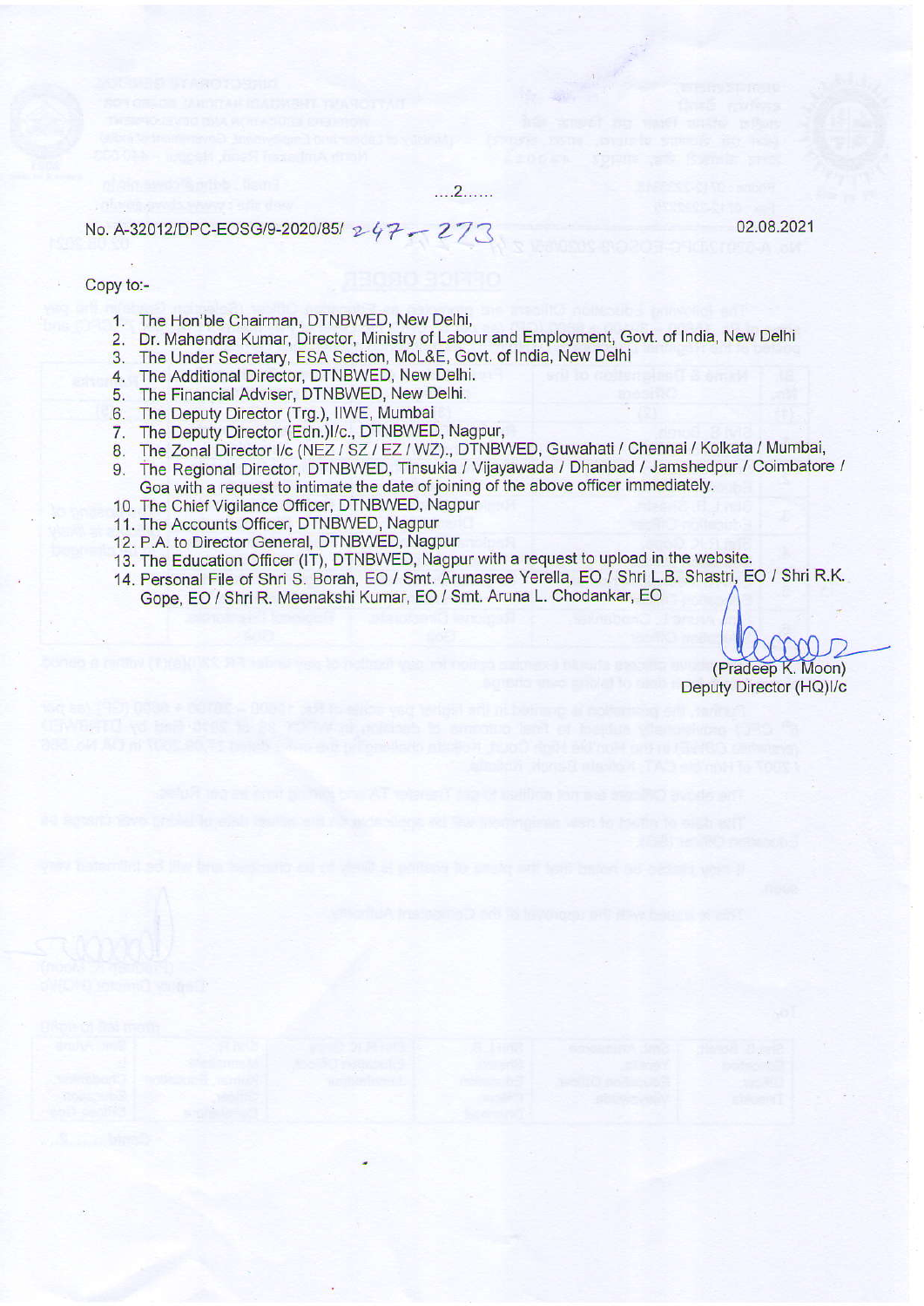No. A-32012/DPC-EOSG/9-2020/85/ 247 – 273

02.08.2021

Copy to:-

1. The Hon'ble Chairman, DTNBWED, New Delhi,
2. Dr. Mahendra Kumar, Director, Ministry of Labour and Employment, Govt. of India, New Delhi
3. The Under Secretary, ESA Section, MoL&E, Govt. of India, New Delhi
4. The Additional Director, DTNBWED, New Delhi.
5. The Financial Adviser, DTNBWED, New Delhi.
6. The Deputy Director (Trg.), IIWE, Mumbai
7. The Deputy Director (Edn.)I/c., DTNBWED, Nagpur,
8. The Zonal Director I/c (NEZ / SZ / EZ / WZ)., DTNBWED, Guwahati / Chennai / Kolkata / Mumbai,
9. The Regional Director, DTNBWED, Tinsukia / Vijayawada / Dhanbad / Jamshedpur / Coimbatore / Goa with a request to intimate the date of joining of the above officer immediately.
10. The Chief Vigilance Officer, DTNBWED, Nagpur
11. The Accounts Officer, DTNBWED, Nagpur
12. P.A. to Director General, DTNBWED, Nagpur
13. The Education Officer (IT), DTNBWED, Nagpur with a request to upload in the website.
14. Personal File of Shri S. Borah, EO / Smt. Arunasree Yerella, EO / Shri L.B. Shastri, EO / Shri R.K. Gope, EO / Shri R. Meenakshi Kumar, EO / Smt. Aruna L. Chodankar, EO

(Pradeep K. Moon)
Deputy Director (HQ)I/c